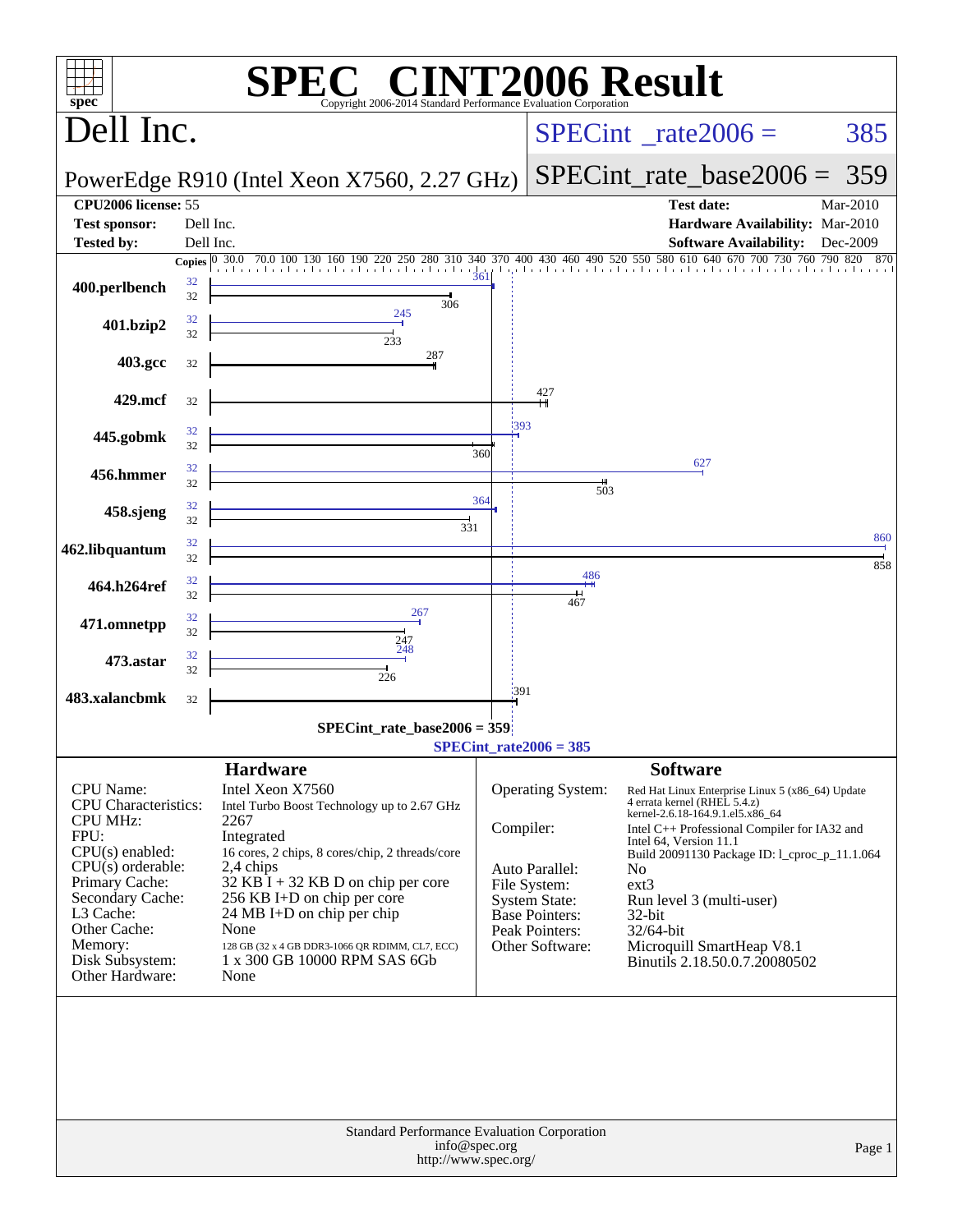# SPEC CINT2006 Result

Copyright 2006-2014 Standard Performance Evaluation Corporation

## Dell Inc.

PowerEdge R910 (Intel Xeon X7560, 2.27 GHz)

SPECint_rate2006 = 385

SPECint_rate_base2006 = 359

| | | | |
|---|---|---|---|
| **CPU2006 license:** 55 | | **Test date:** | Mar-2010 |
| **Test sponsor:** | Dell Inc. | **Hardware Availability:** | Mar-2010 |
| **Tested by:** | Dell Inc. | **Software Availability:** | Dec-2009 |

| Benchmark | Copies (peak) | Copies (base) | Peak | Base |
|---|---|---|---|---|
| 400.perlbench | 32 | 32 | 361 | 306 |
| 401.bzip2 | 32 | 32 | 245 | 233 |
| 403.gcc | | 32 | | 287 |
| 429.mcf | | 32 | | 427 |
| 445.gobmk | 32 | 32 | 393 | 360 |
| 456.hmmer | 32 | 32 | 627 | 503 |
| 458.sjeng | 32 | 32 | 364 | 331 |
| 462.libquantum | 32 | 32 | 860 | 858 |
| 464.h264ref | 32 | 32 | 486 | 467 |
| 471.omnetpp | 32 | 32 | 267 | 247 |
| 473.astar | 32 | 32 | 248 | 226 |
| 483.xalancbmk | | 32 | | 391 |

SPECint_rate_base2006 = 359

SPECint_rate2006 = 385

### Hardware

| | |
|---|---|
| CPU Name: | Intel Xeon X7560 |
| CPU Characteristics: | Intel Turbo Boost Technology up to 2.67 GHz |
| CPU MHz: | 2267 |
| FPU: | Integrated |
| CPU(s) enabled: | 16 cores, 2 chips, 8 cores/chip, 2 threads/core |
| CPU(s) orderable: | 2,4 chips |
| Primary Cache: | 32 KB I + 32 KB D on chip per core |
| Secondary Cache: | 256 KB I+D on chip per core |
| L3 Cache: | 24 MB I+D on chip per chip |
| Other Cache: | None |
| Memory: | 128 GB (32 x 4 GB DDR3-1066 QR RDIMM, CL7, ECC) |
| Disk Subsystem: | 1 x 300 GB 10000 RPM SAS 6Gb |
| Other Hardware: | None |

### Software

| | |
|---|---|
| Operating System: | Red Hat Linux Enterprise Linux 5 (x86_64) Update 4 errata kernel (RHEL 5.4.z) kernel-2.6.18-164.9.1.el5.x86_64 |
| Compiler: | Intel C++ Professional Compiler for IA32 and Intel 64, Version 11.1 Build 20091130 Package ID: l_cproc_p_11.1.064 |
| Auto Parallel: | No |
| File System: | ext3 |
| System State: | Run level 3 (multi-user) |
| Base Pointers: | 32-bit |
| Peak Pointers: | 32/64-bit |
| Other Software: | Microquill SmartHeap V8.1 Binutils 2.18.50.0.7.20080502 |

Standard Performance Evaluation Corporation
info@spec.org
http://www.spec.org/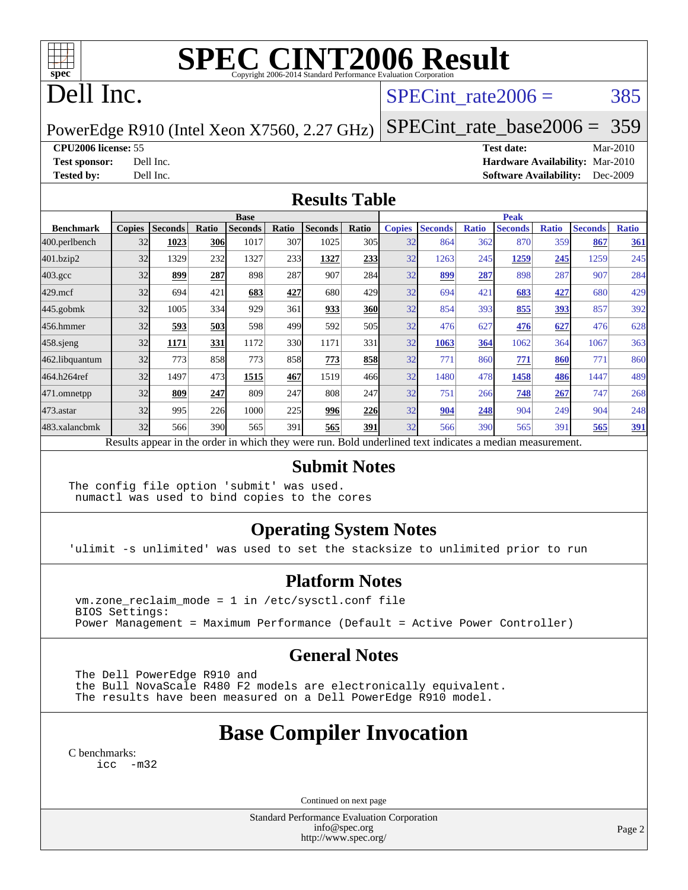# SPEC CINT2006 Result

Copyright 2006-2014 Standard Performance Evaluation Corporation

## Dell Inc.

PowerEdge R910 (Intel Xeon X7560, 2.27 GHz)

SPECint_rate2006 = 385

SPECint_rate_base2006 = 359

**CPU2006 license:** 55
**Test sponsor:** Dell Inc.
**Tested by:** Dell Inc.

**Test date:** Mar-2010
**Hardware Availability:** Mar-2010
**Software Availability:** Dec-2009

## Results Table

| Benchmark | Base | | | | | | | Peak | | | | | | |
|---|---|---|---|---|---|---|---|---|---|---|---|---|---|---|
| | Copies | Seconds | Ratio | Seconds | Ratio | Seconds | Ratio | Copies | Seconds | Ratio | Seconds | Ratio | Seconds | Ratio |
| 400.perlbench | 32 | **1023** | **306** | 1017 | 307 | 1025 | 305 | 32 | 864 | 362 | 870 | 359 | **867** | **361** |
| 401.bzip2 | 32 | 1329 | 232 | 1327 | 233 | **1327** | **233** | 32 | 1263 | 245 | **1259** | **245** | 1259 | 245 |
| 403.gcc | 32 | **899** | **287** | 898 | 287 | 907 | 284 | 32 | **899** | **287** | 898 | 287 | 907 | 284 |
| 429.mcf | 32 | 694 | 421 | **683** | **427** | 680 | 429 | 32 | 694 | 421 | **683** | **427** | 680 | 429 |
| 445.gobmk | 32 | 1005 | 334 | 929 | 361 | **933** | **360** | 32 | 854 | 393 | **855** | **393** | 857 | 392 |
| 456.hmmer | 32 | **593** | **503** | 598 | 499 | 592 | 505 | 32 | 476 | 627 | **476** | **627** | 476 | 628 |
| 458.sjeng | 32 | **1171** | **331** | 1172 | 330 | 1171 | 331 | 32 | **1063** | **364** | 1062 | 364 | 1067 | 363 |
| 462.libquantum | 32 | 773 | 858 | 773 | 858 | **773** | **858** | 32 | 771 | 860 | **771** | **860** | 771 | 860 |
| 464.h264ref | 32 | 1497 | 473 | **1515** | **467** | 1519 | 466 | 32 | 1480 | 478 | **1458** | **486** | 1447 | 489 |
| 471.omnetpp | 32 | **809** | **247** | 809 | 247 | 808 | 247 | 32 | 751 | 266 | **748** | **267** | 747 | 268 |
| 473.astar | 32 | 995 | 226 | 1000 | 225 | **996** | **226** | 32 | **904** | **248** | 904 | 249 | 904 | 248 |
| 483.xalancbmk | 32 | 566 | 390 | 565 | 391 | **565** | **391** | 32 | 566 | 390 | 565 | 391 | **565** | **391** |

Results appear in the order in which they were run. Bold underlined text indicates a median measurement.

## Submit Notes

```
The config file option 'submit' was used.
 numactl was used to bind copies to the cores
```

## Operating System Notes

```
'ulimit -s unlimited' was used to set the stacksize to unlimited prior to run
```

## Platform Notes

```
vm.zone_reclaim_mode = 1 in /etc/sysctl.conf file
BIOS Settings:
Power Management = Maximum Performance (Default = Active Power Controller)
```

## General Notes

```
The Dell PowerEdge R910 and
the Bull NovaScale R480 F2 models are electronically equivalent.
The results have been measured on a Dell PowerEdge R910 model.
```

## Base Compiler Invocation

C benchmarks:

```
icc  -m32
```

Continued on next page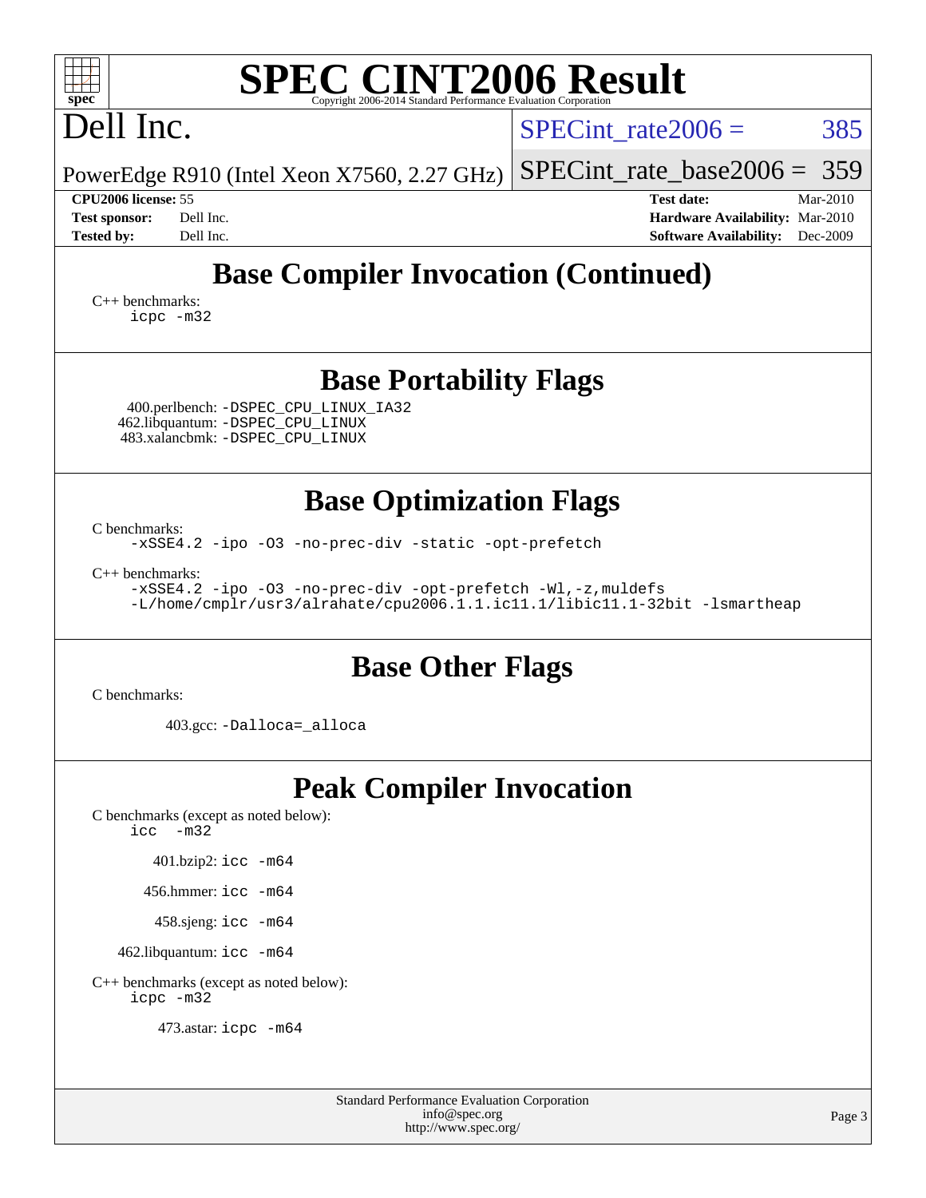# SPEC CINT2006 Result

Dell Inc.

PowerEdge R910 (Intel Xeon X7560, 2.27 GHz)

SPECint_rate2006 = 385

SPECint_rate_base2006 = 359

**CPU2006 license:** 55
**Test sponsor:** Dell Inc.
**Tested by:** Dell Inc.

**Test date:** Mar-2010
**Hardware Availability:** Mar-2010
**Software Availability:** Dec-2009

## Base Compiler Invocation (Continued)

C++ benchmarks:
```
icpc -m32
```

## Base Portability Flags

400.perlbench: `-DSPEC_CPU_LINUX_IA32`
462.libquantum: `-DSPEC_CPU_LINUX`
483.xalancbmk: `-DSPEC_CPU_LINUX`

## Base Optimization Flags

C benchmarks:
```
-xSSE4.2 -ipo -O3 -no-prec-div -static -opt-prefetch
```

C++ benchmarks:
```
-xSSE4.2 -ipo -O3 -no-prec-div -opt-prefetch -Wl,-z,muldefs
-L/home/cmplr/usr3/alrahate/cpu2006.1.1.ic11.1/libic11.1-32bit -lsmartheap
```

## Base Other Flags

C benchmarks:

403.gcc: `-Dalloca=_alloca`

## Peak Compiler Invocation

C benchmarks (except as noted below):
```
icc  -m32
```

401.bzip2: `icc -m64`

456.hmmer: `icc -m64`

458.sjeng: `icc -m64`

462.libquantum: `icc -m64`

C++ benchmarks (except as noted below):
```
icpc -m32
```

473.astar: `icpc -m64`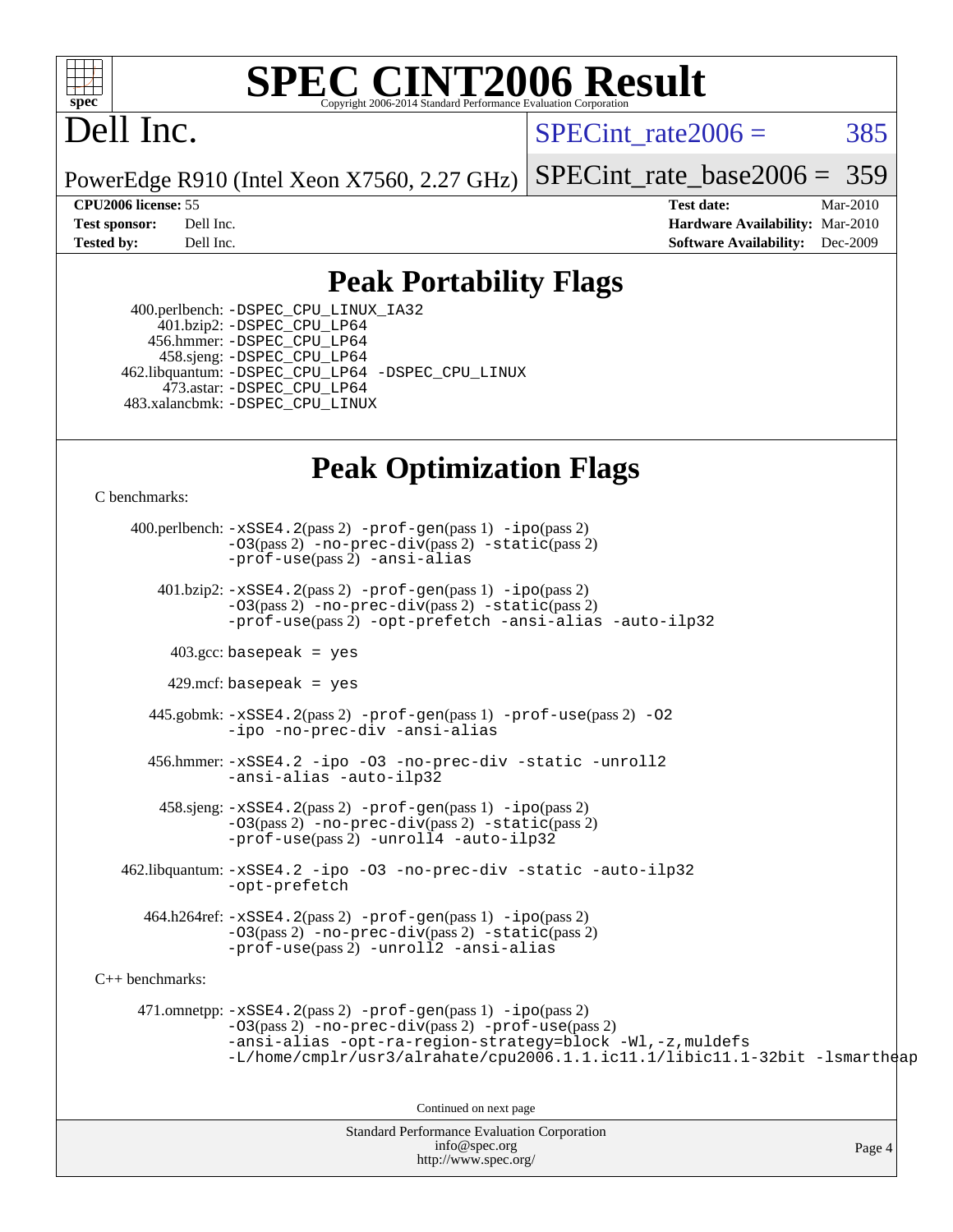# SPEC CINT2006 Result

Copyright 2006-2014 Standard Performance Evaluation Corporation

## Dell Inc.

PowerEdge R910 (Intel Xeon X7560, 2.27 GHz)

SPECint_rate2006 = 385

SPECint_rate_base2006 = 359

| | | | |
|---|---|---|---|
| **CPU2006 license:** | 55 | **Test date:** | Mar-2010 |
| **Test sponsor:** | Dell Inc. | **Hardware Availability:** | Mar-2010 |
| **Tested by:** | Dell Inc. | **Software Availability:** | Dec-2009 |

## Peak Portability Flags

400.perlbench: -DSPEC_CPU_LINUX_IA32
401.bzip2: -DSPEC_CPU_LP64
456.hmmer: -DSPEC_CPU_LP64
458.sjeng: -DSPEC_CPU_LP64
462.libquantum: -DSPEC_CPU_LP64 -DSPEC_CPU_LINUX
473.astar: -DSPEC_CPU_LP64
483.xalancbmk: -DSPEC_CPU_LINUX

## Peak Optimization Flags

C benchmarks:

400.perlbench: -xSSE4.2(pass 2) -prof-gen(pass 1) -ipo(pass 2) -O3(pass 2) -no-prec-div(pass 2) -static(pass 2) -prof-use(pass 2) -ansi-alias

401.bzip2: -xSSE4.2(pass 2) -prof-gen(pass 1) -ipo(pass 2) -O3(pass 2) -no-prec-div(pass 2) -static(pass 2) -prof-use(pass 2) -opt-prefetch -ansi-alias -auto-ilp32

403.gcc: basepeak = yes

429.mcf: basepeak = yes

445.gobmk: -xSSE4.2(pass 2) -prof-gen(pass 1) -prof-use(pass 2) -O2 -ipo -no-prec-div -ansi-alias

456.hmmer: -xSSE4.2 -ipo -O3 -no-prec-div -static -unroll2 -ansi-alias -auto-ilp32

458.sjeng: -xSSE4.2(pass 2) -prof-gen(pass 1) -ipo(pass 2) -O3(pass 2) -no-prec-div(pass 2) -static(pass 2) -prof-use(pass 2) -unroll4 -auto-ilp32

462.libquantum: -xSSE4.2 -ipo -O3 -no-prec-div -static -auto-ilp32 -opt-prefetch

464.h264ref: -xSSE4.2(pass 2) -prof-gen(pass 1) -ipo(pass 2) -O3(pass 2) -no-prec-div(pass 2) -static(pass 2) -prof-use(pass 2) -unroll2 -ansi-alias

C++ benchmarks:

471.omnetpp: -xSSE4.2(pass 2) -prof-gen(pass 1) -ipo(pass 2) -O3(pass 2) -no-prec-div(pass 2) -prof-use(pass 2) -ansi-alias -opt-ra-region-strategy=block -Wl,-z,muldefs -L/home/cmplr/usr3/alrahate/cpu2006.1.1.ic11.1/libic11.1-32bit -lsmartheap

Continued on next page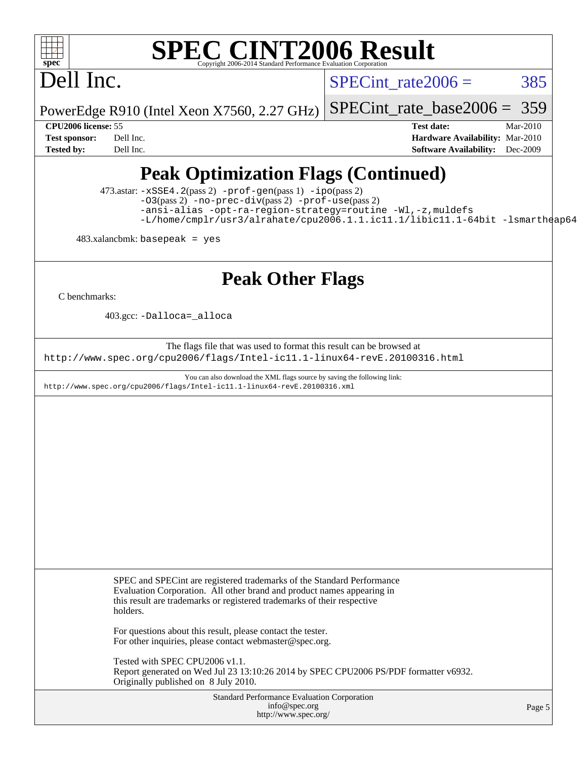# SPEC CINT2006 Result

Copyright 2006-2014 Standard Performance Evaluation Corporation

**Dell Inc.**

PowerEdge R910 (Intel Xeon X7560, 2.27 GHz)

SPECint_rate2006 = 385

SPECint_rate_base2006 = 359

| | | | |
|---|---|---|---|
| **CPU2006 license:** | 55 | **Test date:** | Mar-2010 |
| **Test sponsor:** | Dell Inc. | **Hardware Availability:** | Mar-2010 |
| **Tested by:** | Dell Inc. | **Software Availability:** | Dec-2009 |

## Peak Optimization Flags (Continued)

473.astar: `-xSSE4.2`(pass 2) `-prof-gen`(pass 1) `-ipo`(pass 2) `-O3`(pass 2) `-no-prec-div`(pass 2) `-prof-use`(pass 2) `-ansi-alias` `-opt-ra-region-strategy=routine` `-Wl,-z,muldefs` `-L/home/cmplr/usr3/alrahate/cpu2006.1.1.ic11.1/libic11.1-64bit` `-lsmartheap64`

483.xalancbmk: `basepeak = yes`

## Peak Other Flags

C benchmarks:

403.gcc: `-Dalloca=_alloca`

The flags file that was used to format this result can be browsed at
http://www.spec.org/cpu2006/flags/Intel-ic11.1-linux64-revE.20100316.html

You can also download the XML flags source by saving the following link:
http://www.spec.org/cpu2006/flags/Intel-ic11.1-linux64-revE.20100316.xml

SPEC and SPECint are registered trademarks of the Standard Performance Evaluation Corporation. All other brand and product names appearing in this result are trademarks or registered trademarks of their respective holders.

For questions about this result, please contact the tester.
For other inquiries, please contact webmaster@spec.org.

Tested with SPEC CPU2006 v1.1.
Report generated on Wed Jul 23 13:10:26 2014 by SPEC CPU2006 PS/PDF formatter v6932.
Originally published on 8 July 2010.

Standard Performance Evaluation Corporation
info@spec.org
http://www.spec.org/